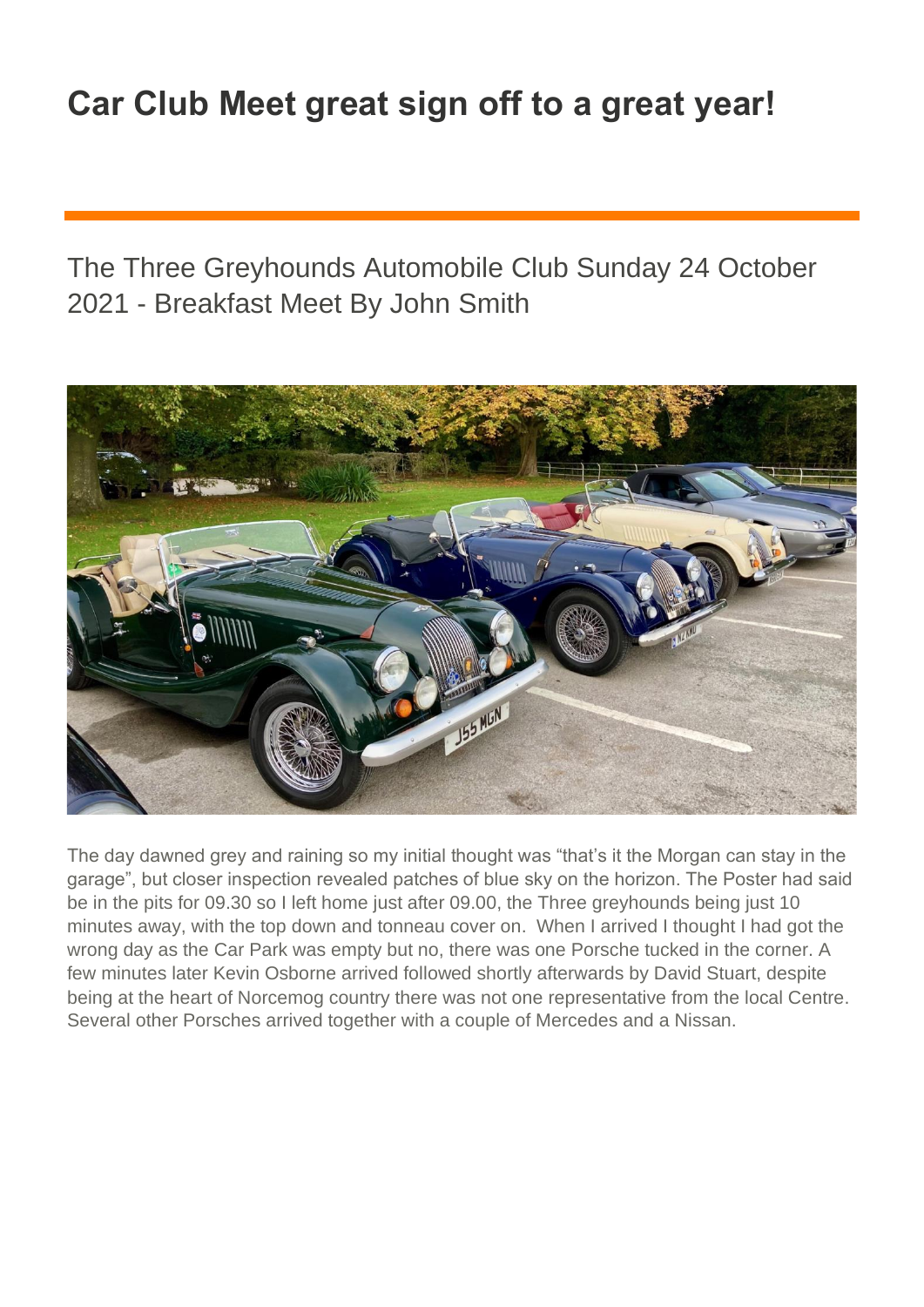# Car Club Meet great sign off to a great year!

## The Three Greyhounds Automobile Club Sunday 24 October 2021 - Breakfast Meet By John Smith

The day dawned grey and raining so my initial thought was "that's it the Morgan can stay in the garage", but closer inspection revealed patches of blue sky on the horizon. The Poster had said be in the pits for 09.30 so I left home just after 09.00, the Three greyhounds being just 10 minutes away, with the top down and tonneau cover on. When I arrived I thought I had got the wrong day as the Car Park was empty but no, there was one Porsche tucked in the corner. A few minutes later Kevin Osborne arrived followed shortly afterwards by David Stuart, despite being at the heart of Norcemog country there was not one representative from the local Centre. Several other Porsches arrived together with a couple of Mercedes and a Nissan.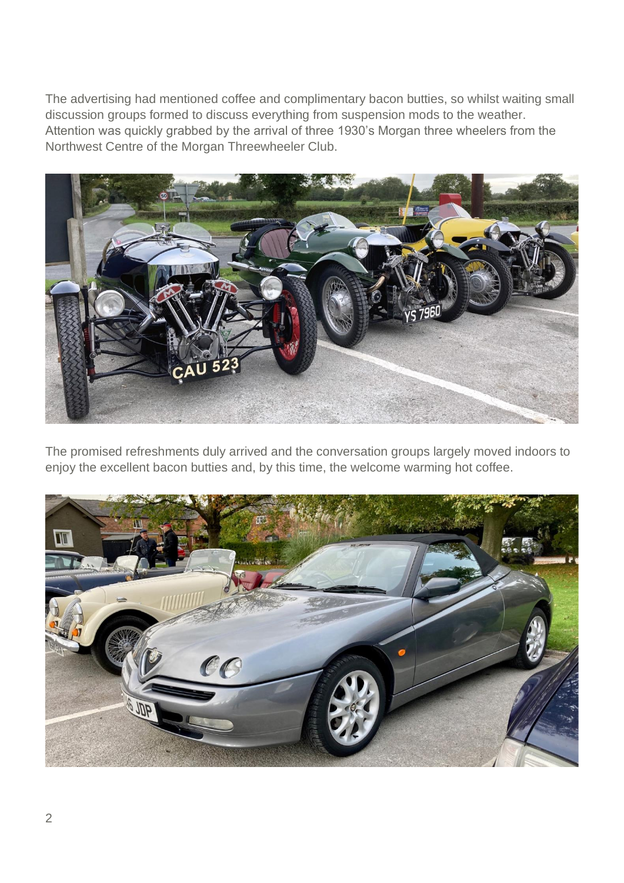The advertising had mentioned coffee and complimentary bacon butties, so whilst waiting small discussion groups formed to discuss everything from suspension mods to the weather. Attention was quickly grabbed by the arrival of three 1930's Morgan three wheelers from the Northwest Centre of the Morgan Threewheeler Club.

The promised refreshments duly arrived and the conversation groups largely moved indoors to enjoy the excellent bacon butties and, by this time, the welcome warming hot coffee.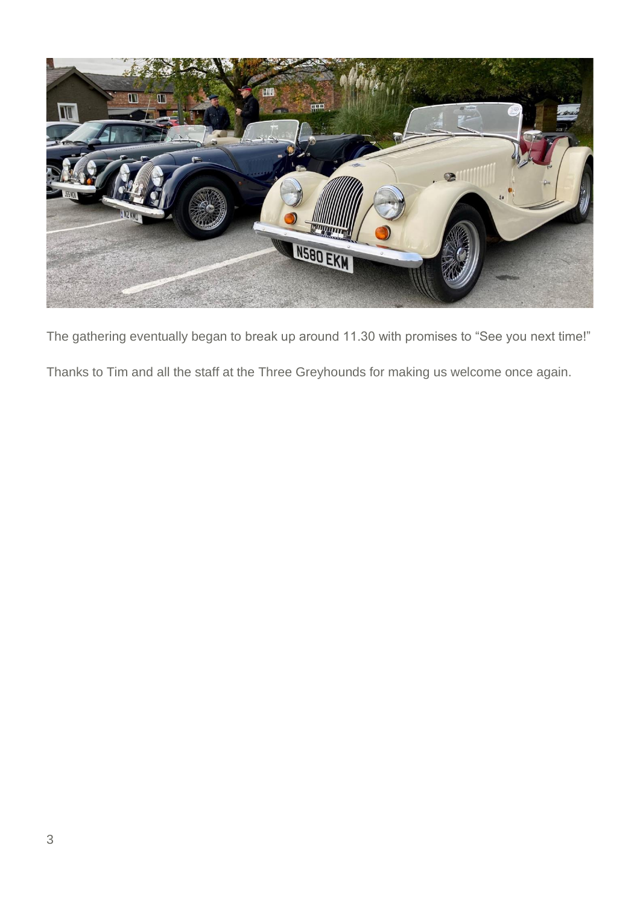The gathering eventually began to break up around 11.30 with promises to “See you next time!”

Thanks to Tim and all the staff at the Three Greyhounds for making us welcome once again.